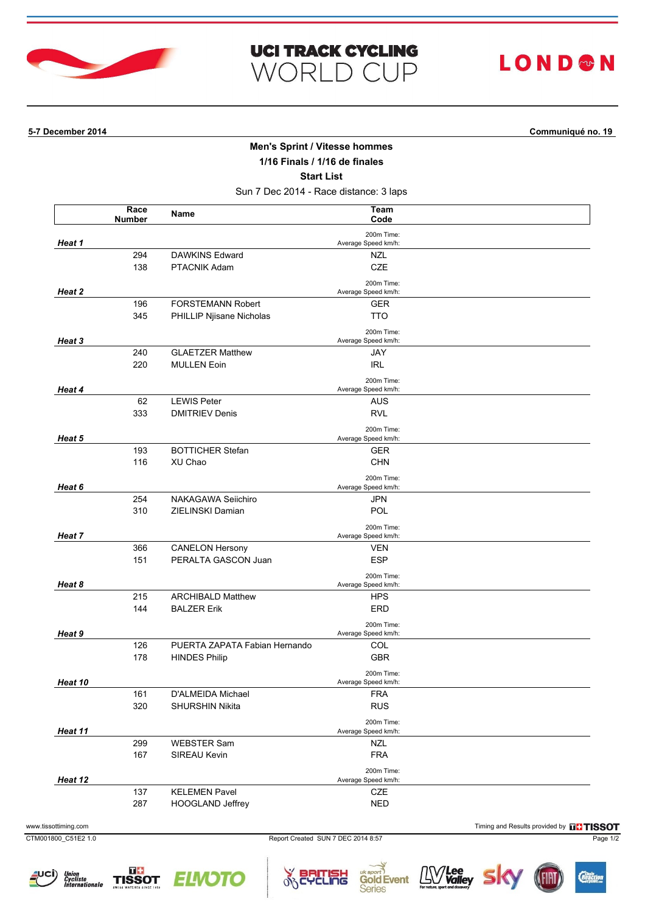# UCI TRACK CYCLING WORLD CUP

LONDON

**5-7 December 2014** **Communiqué no. 19**

## Men's Sprint / Vitesse hommes

### 1/16 Finals / 1/16 de finales

### Start List

Sun 7 Dec 2014 - Race distance: 3 laps

| | Race Number | Name | Team Code |
|---|---|---|---|
| ***Heat 1*** | | | 200m Time: Average Speed km/h: |
| | 294 | DAWKINS Edward | NZL |
| | 138 | PTACNIK Adam | CZE |
| ***Heat 2*** | | | 200m Time: Average Speed km/h: |
| | 196 | FORSTEMANN Robert | GER |
| | 345 | PHILLIP Njisane Nicholas | TTO |
| ***Heat 3*** | | | 200m Time: Average Speed km/h: |
| | 240 | GLAETZER Matthew | JAY |
| | 220 | MULLEN Eoin | IRL |
| ***Heat 4*** | | | 200m Time: Average Speed km/h: |
| | 62 | LEWIS Peter | AUS |
| | 333 | DMITRIEV Denis | RVL |
| ***Heat 5*** | | | 200m Time: Average Speed km/h: |
| | 193 | BOTTICHER Stefan | GER |
| | 116 | XU Chao | CHN |
| ***Heat 6*** | | | 200m Time: Average Speed km/h: |
| | 254 | NAKAGAWA Seiichiro | JPN |
| | 310 | ZIELINSKI Damian | POL |
| ***Heat 7*** | | | 200m Time: Average Speed km/h: |
| | 366 | CANELON Hersony | VEN |
| | 151 | PERALTA GASCON Juan | ESP |
| ***Heat 8*** | | | 200m Time: Average Speed km/h: |
| | 215 | ARCHIBALD Matthew | HPS |
| | 144 | BALZER Erik | ERD |
| ***Heat 9*** | | | 200m Time: Average Speed km/h: |
| | 126 | PUERTA ZAPATA Fabian Hernando | COL |
| | 178 | HINDES Philip | GBR |
| ***Heat 10*** | | | 200m Time: Average Speed km/h: |
| | 161 | D'ALMEIDA Michael | FRA |
| | 320 | SHURSHIN Nikita | RUS |
| ***Heat 11*** | | | 200m Time: Average Speed km/h: |
| | 299 | WEBSTER Sam | NZL |
| | 167 | SIREAU Kevin | FRA |
| ***Heat 12*** | | | 200m Time: Average Speed km/h: |
| | 137 | KELEMEN Pavel | CZE |
| | 287 | HOOGLAND Jeffrey | NED |

www.tissottiming.com — Timing and Results provided by TISSOT

CTM001800_C51E2 1.0 — Report Created SUN 7 DEC 2014 8:57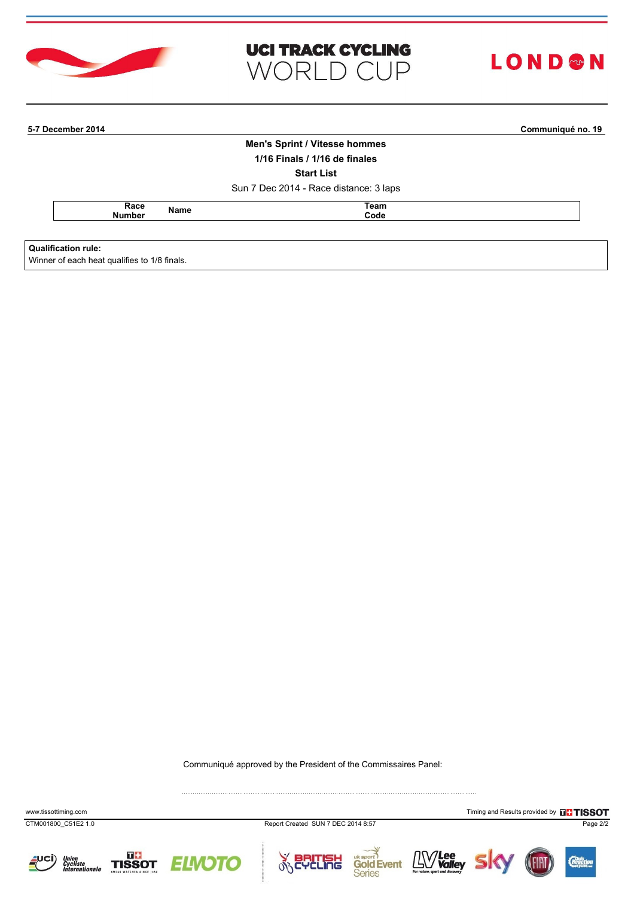**5-7 December 2014** **Communiqué no. 19**

## Men's Sprint / Vitesse hommes

### 1/16 Finals / 1/16 de finales

### Start List

Sun 7 Dec 2014 - Race distance: 3 laps

| Race Number | Name | Team Code |
|---|---|---|

**Qualification rule:**
Winner of each heat qualifies to 1/8 finals.

Communiqué approved by the President of the Commissaires Panel:

........................................................................................................................

www.tissottiming.com

Timing and Results provided by TISSOT

CTM001800_C51E2 1.0

Report Created SUN 7 DEC 2014 8:57